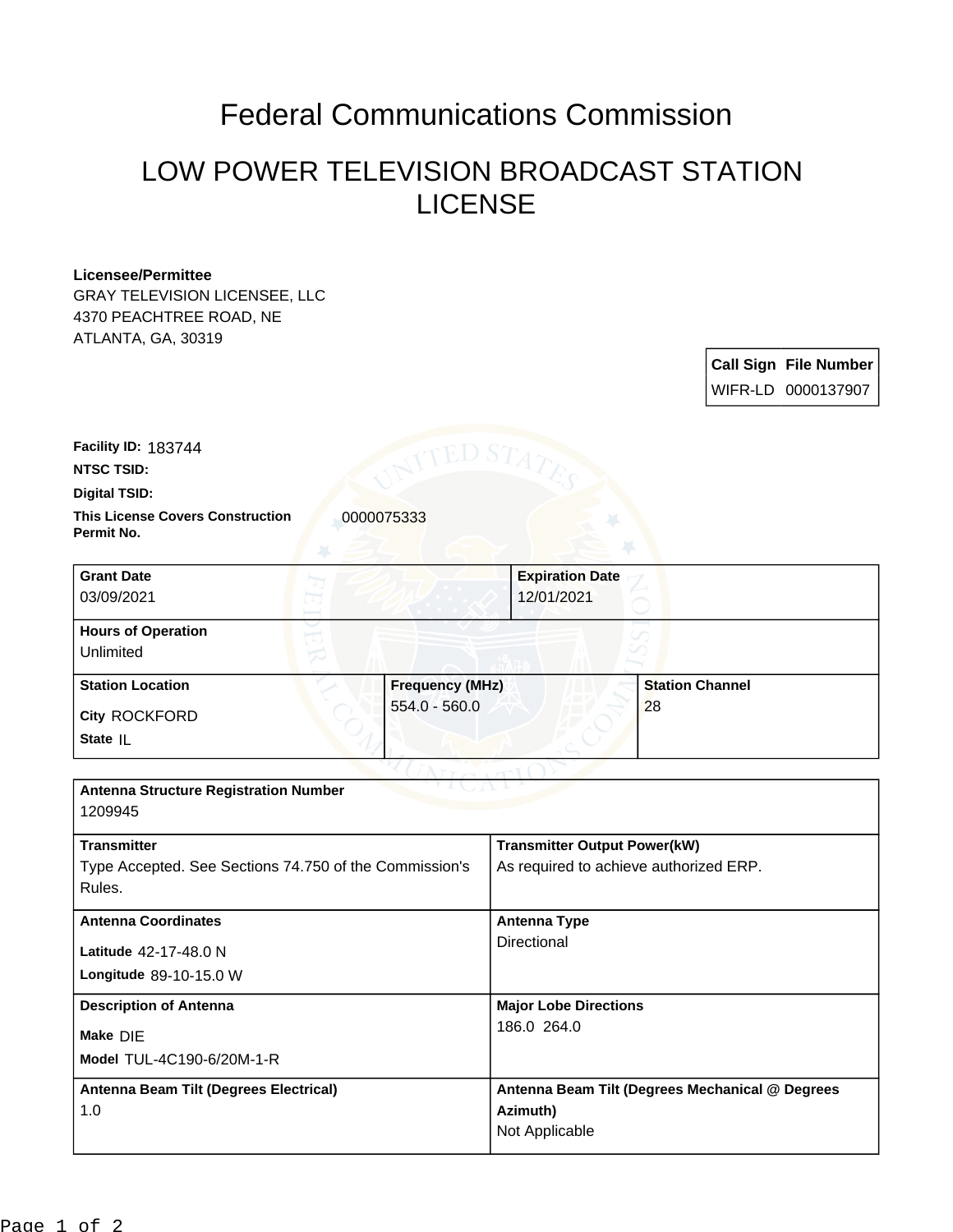# Federal Communications Commission

## LOW POWER TELEVISION BROADCAST STATION LICENSE

**Licensee/Permittee**
GRAY TELEVISION LICENSEE, LLC
4370 PEACHTREE ROAD, NE
ATLANTA, GA, 30319

| Call Sign | File Number |
| --- | --- |
| WIFR-LD | 0000137907 |

**Facility ID:** 183744

**NTSC TSID:**

**Digital TSID:**

**This License Covers Construction Permit No.** 0000075333

| Grant Date | Expiration Date |
| --- | --- |
| 03/09/2021 | 12/01/2021 |

**Hours of Operation**
Unlimited

| Station Location | Frequency (MHz) | Station Channel |
| --- | --- | --- |
| City ROCKFORD<br>State IL | 554.0 - 560.0 | 28 |

**Antenna Structure Registration Number**
1209945

| Transmitter | Transmitter Output Power(kW) |
| --- | --- |
| Type Accepted. See Sections 74.750 of the Commission's Rules. | As required to achieve authorized ERP. |

| Antenna Coordinates | Antenna Type |
| --- | --- |
| Latitude 42-17-48.0 N<br>Longitude 89-10-15.0 W | Directional |

| Description of Antenna | Major Lobe Directions |
| --- | --- |
| Make DIE<br>Model TUL-4C190-6/20M-1-R | 186.0 264.0 |

| Antenna Beam Tilt (Degrees Electrical) | Antenna Beam Tilt (Degrees Mechanical @ Degrees Azimuth) |
| --- | --- |
| 1.0 | Not Applicable |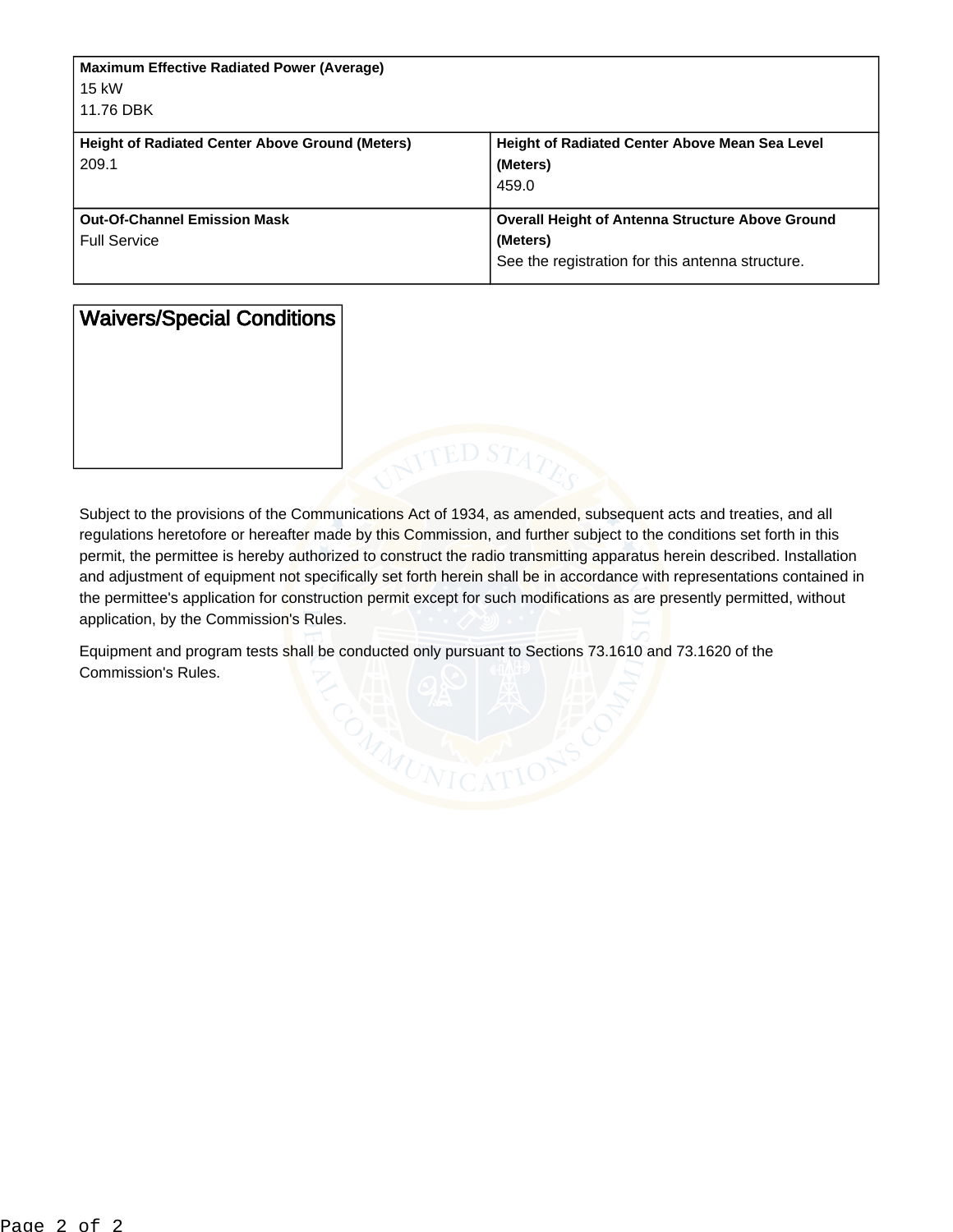| | |
|---|---|
| **Maximum Effective Radiated Power (Average)**<br>15 kW<br>11.76 DBK | |
| **Height of Radiated Center Above Ground (Meters)**<br>209.1 | **Height of Radiated Center Above Mean Sea Level (Meters)**<br>459.0 |
| **Out-Of-Channel Emission Mask**<br>Full Service | **Overall Height of Antenna Structure Above Ground (Meters)**<br>See the registration for this antenna structure. |

| Waivers/Special Conditions |
|---|
| |

Subject to the provisions of the Communications Act of 1934, as amended, subsequent acts and treaties, and all regulations heretofore or hereafter made by this Commission, and further subject to the conditions set forth in this permit, the permittee is hereby authorized to construct the radio transmitting apparatus herein described. Installation and adjustment of equipment not specifically set forth herein shall be in accordance with representations contained in the permittee's application for construction permit except for such modifications as are presently permitted, without application, by the Commission's Rules.

Equipment and program tests shall be conducted only pursuant to Sections 73.1610 and 73.1620 of the Commission's Rules.